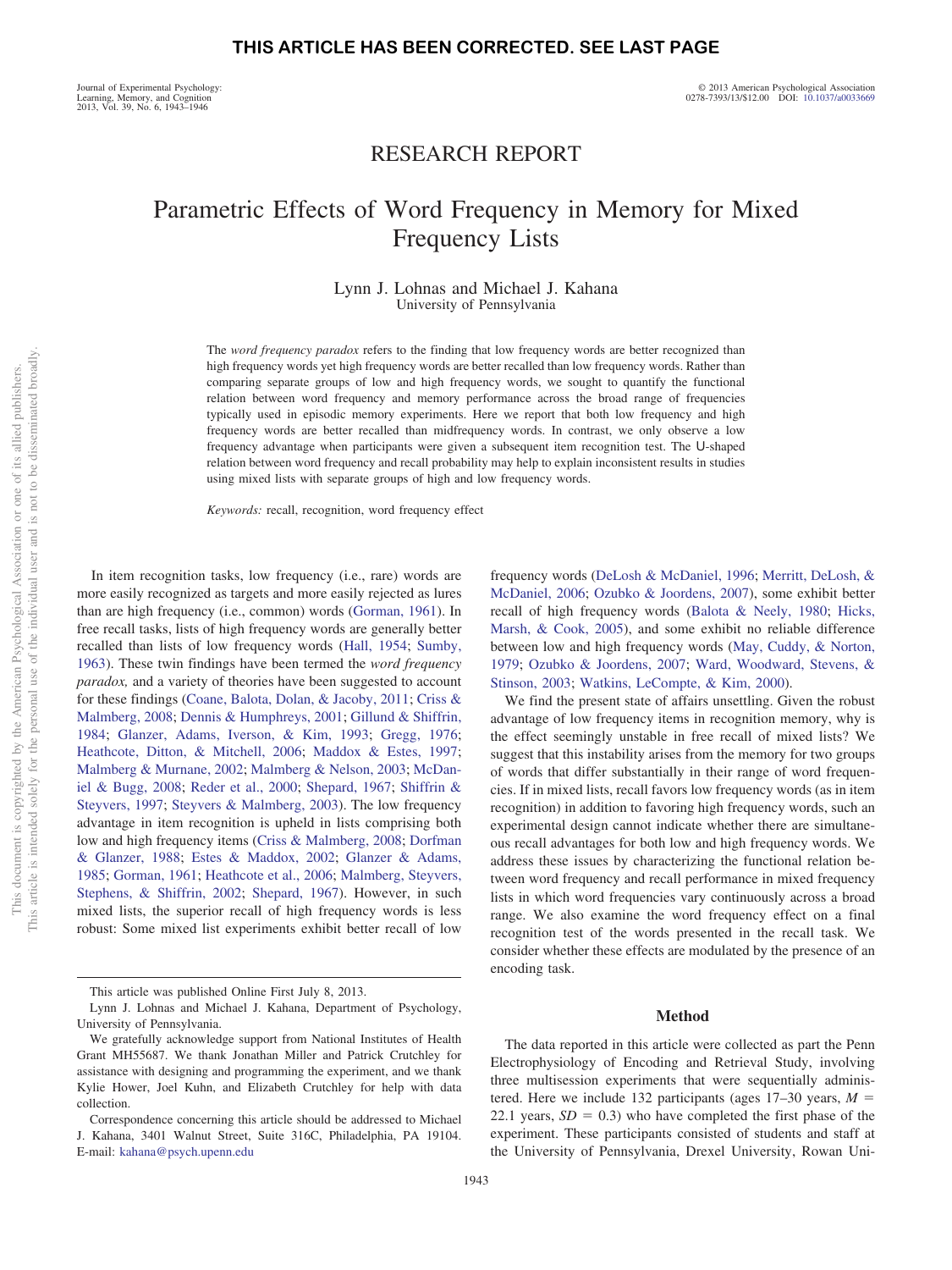THIS ARTICLE HAS BEEN CORRECTED. SEE LAST PAGE

RESEARCH REPORT

# Parametric Effects of Word Frequency in Memory for Mixed Frequency Lists

Lynn J. Lohnas and Michael J. Kahana
University of Pennsylvania

The *word frequency paradox* refers to the finding that low frequency words are better recognized than high frequency words yet high frequency words are better recalled than low frequency words. Rather than comparing separate groups of low and high frequency words, we sought to quantify the functional relation between word frequency and memory performance across the broad range of frequencies typically used in episodic memory experiments. Here we report that both low frequency and high frequency words are better recalled than midfrequency words. In contrast, we only observe a low frequency advantage when participants were given a subsequent item recognition test. The U-shaped relation between word frequency and recall probability may help to explain inconsistent results in studies using mixed lists with separate groups of high and low frequency words.

*Keywords:* recall, recognition, word frequency effect

In item recognition tasks, low frequency (i.e., rare) words are more easily recognized as targets and more easily rejected as lures than are high frequency (i.e., common) words (Gorman, 1961). In free recall tasks, lists of high frequency words are generally better recalled than lists of low frequency words (Hall, 1954; Sumby, 1963). These twin findings have been termed the *word frequency paradox,* and a variety of theories have been suggested to account for these findings (Coane, Balota, Dolan, & Jacoby, 2011; Criss & Malmberg, 2008; Dennis & Humphreys, 2001; Gillund & Shiffrin, 1984; Glanzer, Adams, Iverson, & Kim, 1993; Gregg, 1976; Heathcote, Ditton, & Mitchell, 2006; Maddox & Estes, 1997; Malmberg & Murnane, 2002; Malmberg & Nelson, 2003; McDaniel & Bugg, 2008; Reder et al., 2000; Shepard, 1967; Shiffrin & Steyvers, 1997; Steyvers & Malmberg, 2003). The low frequency advantage in item recognition is upheld in lists comprising both low and high frequency items (Criss & Malmberg, 2008; Dorfman & Glanzer, 1988; Estes & Maddox, 2002; Glanzer & Adams, 1985; Gorman, 1961; Heathcote et al., 2006; Malmberg, Steyvers, Stephens, & Shiffrin, 2002; Shepard, 1967). However, in such mixed lists, the superior recall of high frequency words is less robust: Some mixed list experiments exhibit better recall of low frequency words (DeLosh & McDaniel, 1996; Merritt, DeLosh, & McDaniel, 2006; Ozubko & Joordens, 2007), some exhibit better recall of high frequency words (Balota & Neely, 1980; Hicks, Marsh, & Cook, 2005), and some exhibit no reliable difference between low and high frequency words (May, Cuddy, & Norton, 1979; Ozubko & Joordens, 2007; Ward, Woodward, Stevens, & Stinson, 2003; Watkins, LeCompte, & Kim, 2000).

We find the present state of affairs unsettling. Given the robust advantage of low frequency items in recognition memory, why is the effect seemingly unstable in free recall of mixed lists? We suggest that this instability arises from the memory for two groups of words that differ substantially in their range of word frequencies. If in mixed lists, recall favors low frequency words (as in item recognition) in addition to favoring high frequency words, such an experimental design cannot indicate whether there are simultaneous recall advantages for both low and high frequency words. We address these issues by characterizing the functional relation between word frequency and recall performance in mixed frequency lists in which word frequencies vary continuously across a broad range. We also examine the word frequency effect on a final recognition test of the words presented in the recall task. We consider whether these effects are modulated by the presence of an encoding task.

## Method

The data reported in this article were collected as part the Penn Electrophysiology of Encoding and Retrieval Study, involving three multisession experiments that were sequentially administered. Here we include 132 participants (ages 17–30 years, $M$ = 22.1 years, $SD$ = 0.3) who have completed the first phase of the experiment. These participants consisted of students and staff at the University of Pennsylvania, Drexel University, Rowan Uni-

---

This article was published Online First July 8, 2013.

Lynn J. Lohnas and Michael J. Kahana, Department of Psychology, University of Pennsylvania.

We gratefully acknowledge support from National Institutes of Health Grant MH55687. We thank Jonathan Miller and Patrick Crutchley for assistance with designing and programming the experiment, and we thank Kylie Hower, Joel Kuhn, and Elizabeth Crutchley for help with data collection.

Correspondence concerning this article should be addressed to Michael J. Kahana, 3401 Walnut Street, Suite 316C, Philadelphia, PA 19104. E-mail: kahana@psych.upenn.edu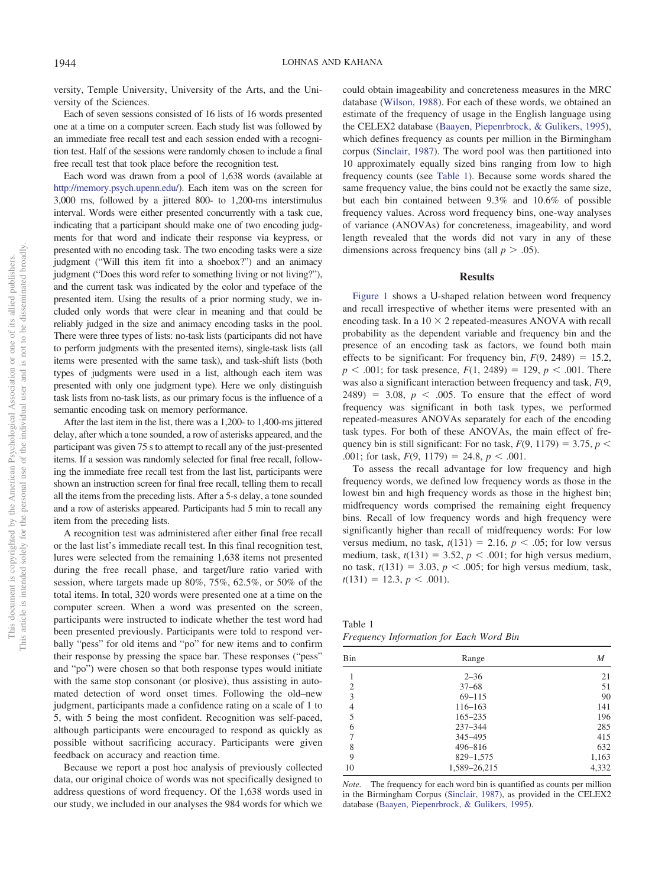versity, Temple University, University of the Arts, and the University of the Sciences.

Each of seven sessions consisted of 16 lists of 16 words presented one at a time on a computer screen. Each study list was followed by an immediate free recall test and each session ended with a recognition test. Half of the sessions were randomly chosen to include a final free recall test that took place before the recognition test.

Each word was drawn from a pool of 1,638 words (available at http://memory.psych.upenn.edu/). Each item was on the screen for 3,000 ms, followed by a jittered 800- to 1,200-ms interstimulus interval. Words were either presented concurrently with a task cue, indicating that a participant should make one of two encoding judgments for that word and indicate their response via keypress, or presented with no encoding task. The two encoding tasks were a size judgment ("Will this item fit into a shoebox?") and an animacy judgment ("Does this word refer to something living or not living?"), and the current task was indicated by the color and typeface of the presented item. Using the results of a prior norming study, we included only words that were clear in meaning and that could be reliably judged in the size and animacy encoding tasks in the pool. There were three types of lists: no-task lists (participants did not have to perform judgments with the presented items), single-task lists (all items were presented with the same task), and task-shift lists (both types of judgments were used in a list, although each item was presented with only one judgment type). Here we only distinguish task lists from no-task lists, as our primary focus is the influence of a semantic encoding task on memory performance.

After the last item in the list, there was a 1,200- to 1,400-ms jittered delay, after which a tone sounded, a row of asterisks appeared, and the participant was given 75 s to attempt to recall any of the just-presented items. If a session was randomly selected for final free recall, following the immediate free recall test from the last list, participants were shown an instruction screen for final free recall, telling them to recall all the items from the preceding lists. After a 5-s delay, a tone sounded and a row of asterisks appeared. Participants had 5 min to recall any item from the preceding lists.

A recognition test was administered after either final free recall or the last list's immediate recall test. In this final recognition test, lures were selected from the remaining 1,638 items not presented during the free recall phase, and target/lure ratio varied with session, where targets made up 80%, 75%, 62.5%, or 50% of the total items. In total, 320 words were presented one at a time on the computer screen. When a word was presented on the screen, participants were instructed to indicate whether the test word had been presented previously. Participants were told to respond verbally "pess" for old items and "po" for new items and to confirm their response by pressing the space bar. These responses ("pess" and "po") were chosen so that both response types would initiate with the same stop consonant (or plosive), thus assisting in automated detection of word onset times. Following the old–new judgment, participants made a confidence rating on a scale of 1 to 5, with 5 being the most confident. Recognition was self-paced, although participants were encouraged to respond as quickly as possible without sacrificing accuracy. Participants were given feedback on accuracy and reaction time.

Because we report a post hoc analysis of previously collected data, our original choice of words was not specifically designed to address questions of word frequency. Of the 1,638 words used in our study, we included in our analyses the 984 words for which we could obtain imageability and concreteness measures in the MRC database (Wilson, 1988). For each of these words, we obtained an estimate of the frequency of usage in the English language using the CELEX2 database (Baayen, Piepenbrock, & Gulikers, 1995), which defines frequency as counts per million in the Birmingham corpus (Sinclair, 1987). The word pool was then partitioned into 10 approximately equally sized bins ranging from low to high frequency counts (see Table 1). Because some words shared the same frequency value, the bins could not be exactly the same size, but each bin contained between 9.3% and 10.6% of possible frequency values. Across word frequency bins, one-way analyses of variance (ANOVAs) for concreteness, imageability, and word length revealed that the words did not vary in any of these dimensions across frequency bins (all $p > .05$).

## Results

Figure 1 shows a U-shaped relation between word frequency and recall irrespective of whether items were presented with an encoding task. In a $10 \times 2$ repeated-measures ANOVA with recall probability as the dependent variable and frequency bin and the presence of an encoding task as factors, we found both main effects to be significant: For frequency bin, $F(9, 2489) = 15.2$, $p < .001$; for task presence, $F(1, 2489) = 129$, $p < .001$. There was also a significant interaction between frequency and task, $F(9, 2489) = 3.08$, $p < .005$. To ensure that the effect of word frequency was significant in both task types, we performed repeated-measures ANOVAs separately for each of the encoding task types. For both of these ANOVAs, the main effect of frequency bin is still significant: For no task, $F(9, 1179) = 3.75$, $p < .001$; for task, $F(9, 1179) = 24.8$, $p < .001$.

To assess the recall advantage for low frequency and high frequency words, we defined low frequency words as those in the lowest bin and high frequency words as those in the highest bin; midfrequency words comprised the remaining eight frequency bins. Recall of low frequency words and high frequency were significantly higher than recall of midfrequency words: For low versus medium, no task, $t(131) = 2.16$, $p < .05$; for low versus medium, task, $t(131) = 3.52$, $p < .001$; for high versus medium, no task, $t(131) = 3.03$, $p < .005$; for high versus medium, task, $t(131) = 12.3$, $p < .001$).

Table 1
*Frequency Information for Each Word Bin*

| Bin | Range | *M* |
|---|---|---|
| 1 | 2–36 | 21 |
| 2 | 37–68 | 51 |
| 3 | 69–115 | 90 |
| 4 | 116–163 | 141 |
| 5 | 165–235 | 196 |
| 6 | 237–344 | 285 |
| 7 | 345–495 | 415 |
| 8 | 496–816 | 632 |
| 9 | 829–1,575 | 1,163 |
| 10 | 1,589–26,215 | 4,332 |

*Note.* The frequency for each word bin is quantified as counts per million in the Birmingham Corpus (Sinclair, 1987), as provided in the CELEX2 database (Baayen, Piepenbrock, & Gulikers, 1995).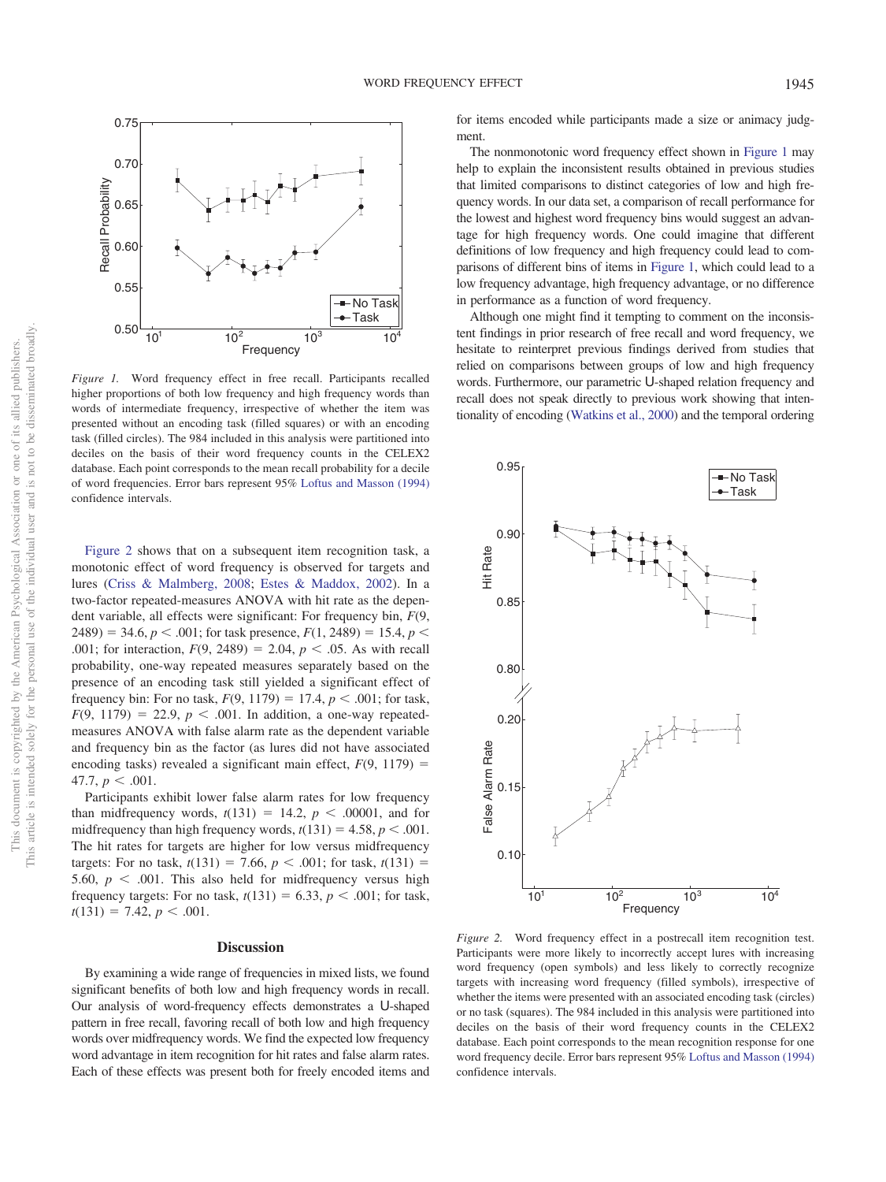*Figure 1.* Word frequency effect in free recall. Participants recalled higher proportions of both low frequency and high frequency words than words of intermediate frequency, irrespective of whether the item was presented without an encoding task (filled squares) or with an encoding task (filled circles). The 984 included in this analysis were partitioned into deciles on the basis of their word frequency counts in the CELEX2 database. Each point corresponds to the mean recall probability for a decile of word frequencies. Error bars represent 95% Loftus and Masson (1994) confidence intervals.

Figure 2 shows that on a subsequent item recognition task, a monotonic effect of word frequency is observed for targets and lures (Criss & Malmberg, 2008; Estes & Maddox, 2002). In a two-factor repeated-measures ANOVA with hit rate as the dependent variable, all effects were significant: For frequency bin, $F(9, 2489) = 34.6$, $p < .001$; for task presence, $F(1, 2489) = 15.4$, $p < .001$; for interaction, $F(9, 2489) = 2.04$, $p < .05$. As with recall probability, one-way repeated measures separately based on the presence of an encoding task still yielded a significant effect of frequency bin: For no task, $F(9, 1179) = 17.4$, $p < .001$; for task, $F(9, 1179) = 22.9$, $p < .001$. In addition, a one-way repeated-measures ANOVA with false alarm rate as the dependent variable and frequency bin as the factor (as lures did not have associated encoding tasks) revealed a significant main effect, $F(9, 1179) = 47.7$, $p < .001$.

Participants exhibit lower false alarm rates for low frequency than midfrequency words, $t(131) = 14.2$, $p < .00001$, and for midfrequency than high frequency words, $t(131) = 4.58$, $p < .001$. The hit rates for targets are higher for low versus midfrequency targets: For no task, $t(131) = 7.66$, $p < .001$; for task, $t(131) = 5.60$, $p < .001$. This also held for midfrequency versus high frequency targets: For no task, $t(131) = 6.33$, $p < .001$; for task, $t(131) = 7.42$, $p < .001$.

## Discussion

By examining a wide range of frequencies in mixed lists, we found significant benefits of both low and high frequency words in recall. Our analysis of word-frequency effects demonstrates a U-shaped pattern in free recall, favoring recall of both low and high frequency words over midfrequency words. We find the expected low frequency word advantage in item recognition for hit rates and false alarm rates. Each of these effects was present both for freely encoded items and for items encoded while participants made a size or animacy judgment.

The nonmonotonic word frequency effect shown in Figure 1 may help to explain the inconsistent results obtained in previous studies that limited comparisons to distinct categories of low and high frequency words. In our data set, a comparison of recall performance for the lowest and highest word frequency bins would suggest an advantage for high frequency words. One could imagine that different definitions of low frequency and high frequency could lead to comparisons of different bins of items in Figure 1, which could lead to a low frequency advantage, high frequency advantage, or no difference in performance as a function of word frequency.

Although one might find it tempting to comment on the inconsistent findings in prior research of free recall and word frequency, we hesitate to reinterpret previous findings derived from studies that relied on comparisons between groups of low and high frequency words. Furthermore, our parametric U-shaped relation frequency and recall does not speak directly to previous work showing that intentionality of encoding (Watkins et al., 2000) and the temporal ordering

*Figure 2.* Word frequency effect in a postrecall item recognition test. Participants were more likely to incorrectly accept lures with increasing word frequency (open symbols) and less likely to correctly recognize targets with increasing word frequency (filled symbols), irrespective of whether the items were presented with an associated encoding task (circles) or no task (squares). The 984 included in this analysis were partitioned into deciles on the basis of their word frequency counts in the CELEX2 database. Each point corresponds to the mean recognition response for one word frequency decile. Error bars represent 95% Loftus and Masson (1994) confidence intervals.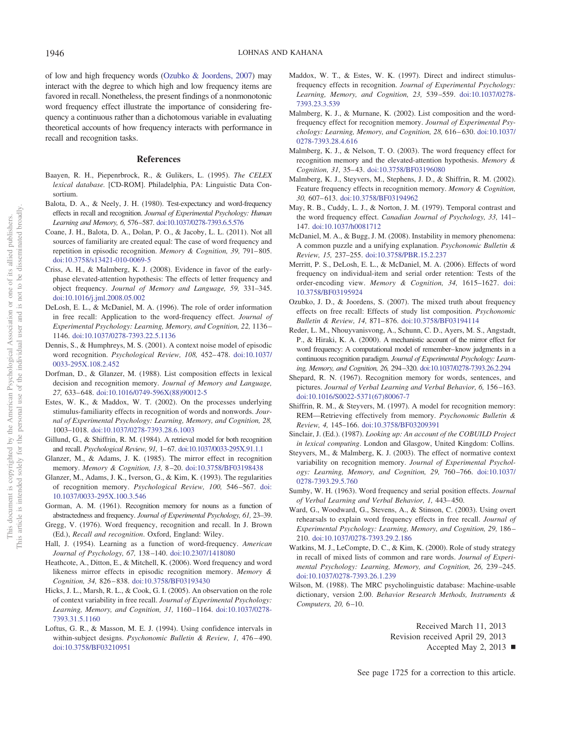of low and high frequency words (Ozubko & Joordens, 2007) may interact with the degree to which high and low frequency items are favored in recall. Nonetheless, the present findings of a nonmonotonic word frequency effect illustrate the importance of considering frequency a continuous rather than a dichotomous variable in evaluating theoretical accounts of how frequency interacts with performance in recall and recognition tasks.

## References

Baayen, R. H., Piepenrbrock, R., & Gulikers, L. (1995). *The CELEX lexical database.* [CD-ROM]. Philadelphia, PA: Linguistic Data Consortium.

Balota, D. A., & Neely, J. H. (1980). Test-expectancy and word-frequency effects in recall and recognition. *Journal of Experimental Psychology: Human Learning and Memory, 6,* 576–587. doi:10.1037/0278-7393.6.5.576

Coane, J. H., Balota, D. A., Dolan, P. O., & Jacoby, L. L. (2011). Not all sources of familiarity are created equal: The case of word frequency and repetition in episodic recognition. *Memory & Cognition, 39,* 791–805. doi:10.3758/s13421-010-0069-5

Criss, A. H., & Malmberg, K. J. (2008). Evidence in favor of the early-phase elevated-attention hypothesis: The effects of letter frequency and object frequency. *Journal of Memory and Language, 59,* 331–345. doi:10.1016/j.jml.2008.05.002

DeLosh, E. L., & McDaniel, M. A. (1996). The role of order information in free recall: Application to the word-frequency effect. *Journal of Experimental Psychology: Learning, Memory, and Cognition, 22,* 1136–1146. doi:10.1037/0278-7393.22.5.1136

Dennis, S., & Humphreys, M. S. (2001). A context noise model of episodic word recognition. *Psychological Review, 108,* 452–478. doi:10.1037/0033-295X.108.2.452

Dorfman, D., & Glanzer, M. (1988). List composition effects in lexical decision and recognition memory. *Journal of Memory and Language, 27,* 633–648. doi:10.1016/0749-596X(88)90012-5

Estes, W. K., & Maddox, W. T. (2002). On the processes underlying stimulus-familiarity effects in recognition of words and nonwords. *Journal of Experimental Psychology: Learning, Memory, and Cognition, 28,* 1003–1018. doi:10.1037/0278-7393.28.6.1003

Gillund, G., & Shiffrin, R. M. (1984). A retrieval model for both recognition and recall. *Psychological Review, 91,* 1–67. doi:10.1037/0033-295X.91.1.1

Glanzer, M., & Adams, J. K. (1985). The mirror effect in recognition memory. *Memory & Cognition, 13,* 8–20. doi:10.3758/BF03198438

Glanzer, M., Adams, J. K., Iverson, G., & Kim, K. (1993). The regularities of recognition memory. *Psychological Review, 100,* 546–567. doi:10.1037/0033-295X.100.3.546

Gorman, A. M. (1961). Recognition memory for nouns as a function of abstractedness and frequency. *Journal of Experimental Psychology, 61,* 23–39.

Gregg, V. (1976). Word frequency, recognition and recall. In J. Brown (Ed.), *Recall and recognition*. Oxford, England: Wiley.

Hall, J. (1954). Learning as a function of word-frequency. *American Journal of Psychology, 67,* 138–140. doi:10.2307/1418080

Heathcote, A., Ditton, E., & Mitchell, K. (2006). Word frequency and word likeness mirror effects in episodic recognition memory. *Memory & Cognition, 34,* 826–838. doi:10.3758/BF03193430

Hicks, J. L., Marsh, R. L., & Cook, G. I. (2005). An observation on the role of context variability in free recall. *Journal of Experimental Psychology: Learning, Memory, and Cognition, 31,* 1160–1164. doi:10.1037/0278-7393.31.5.1160

Loftus, G. R., & Masson, M. E. J. (1994). Using confidence intervals in within-subject designs. *Psychonomic Bulletin & Review, 1,* 476–490. doi:10.3758/BF03210951

Maddox, W. T., & Estes, W. K. (1997). Direct and indirect stimulus-frequency effects in recognition. *Journal of Experimental Psychology: Learning, Memory, and Cognition, 23,* 539–559. doi:10.1037/0278-7393.23.3.539

Malmberg, K. J., & Murnane, K. (2002). List composition and the word-frequency effect for recognition memory. *Journal of Experimental Psychology: Learning, Memory, and Cognition, 28,* 616–630. doi:10.1037/0278-7393.28.4.616

Malmberg, K. J., & Nelson, T. O. (2003). The word frequency effect for recognition memory and the elevated-attention hypothesis. *Memory & Cognition, 31,* 35–43. doi:10.3758/BF03196080

Malmberg, K. J., Steyvers, M., Stephens, J. D., & Shiffrin, R. M. (2002). Feature frequency effects in recognition memory. *Memory & Cognition, 30,* 607–613. doi:10.3758/BF03194962

May, R. B., Cuddy, L. J., & Norton, J. M. (1979). Temporal contrast and the word frequency effect. *Canadian Journal of Psychology, 33,* 141–147. doi:10.1037/h0081712

McDaniel, M. A., & Bugg, J. M. (2008). Instability in memory phenomena: A common puzzle and a unifying explanation. *Psychonomic Bulletin & Review, 15,* 237–255. doi:10.3758/PBR.15.2.237

Merritt, P. S., DeLosh, E. L., & McDaniel, M. A. (2006). Effects of word frequency on individual-item and serial order retention: Tests of the order-encoding view. *Memory & Cognition, 34,* 1615–1627. doi:10.3758/BF03195924

Ozubko, J. D., & Joordens, S. (2007). The mixed truth about frequency effects on free recall: Effects of study list composition. *Psychonomic Bulletin & Review, 14,* 871–876. doi:10.3758/BF03194114

Reder, L. M., Nhouyvanisvong, A., Schunn, C. D., Ayers, M. S., Angstadt, P., & Hiraki, K. A. (2000). A mechanistic account of the mirror effect for word frequency: A computational model of remember–know judgments in a continuous recognition paradigm. *Journal of Experimental Psychology: Learning, Memory, and Cognition, 26,* 294–320. doi:10.1037/0278-7393.26.2.294

Shepard, R. N. (1967). Recognition memory for words, sentences, and pictures. *Journal of Verbal Learning and Verbal Behavior, 6,* 156–163. doi:10.1016/S0022-5371(67)80067-7

Shiffrin, R. M., & Steyvers, M. (1997). A model for recognition memory: REM—Retrieving effectively from memory. *Psychonomic Bulletin & Review, 4,* 145–166. doi:10.3758/BF03209391

Sinclair, J. (Ed.). (1987). *Looking up: An account of the COBUILD Project in lexical computing*. London and Glasgow, United Kingdom: Collins.

Steyvers, M., & Malmberg, K. J. (2003). The effect of normative context variability on recognition memory. *Journal of Experimental Psychology: Learning, Memory, and Cognition, 29,* 760–766. doi:10.1037/0278-7393.29.5.760

Sumby, W. H. (1963). Word frequency and serial position effects. *Journal of Verbal Learning and Verbal Behavior, 1,* 443–450.

Ward, G., Woodward, G., Stevens, A., & Stinson, C. (2003). Using overt rehearsals to explain word frequency effects in free recall. *Journal of Experimental Psychology: Learning, Memory, and Cognition, 29,* 186–210. doi:10.1037/0278-7393.29.2.186

Watkins, M. J., LeCompte, D. C., & Kim, K. (2000). Role of study strategy in recall of mixed lists of common and rare words. *Journal of Experimental Psychology: Learning, Memory, and Cognition, 26,* 239–245. doi:10.1037/0278-7393.26.1.239

Wilson, M. (1988). The MRC psycholinguistic database: Machine-usable dictionary, version 2.00. *Behavior Research Methods, Instruments & Computers, 20,* 6–10.

Received March 11, 2013
Revision received April 29, 2013
Accepted May 2, 2013 ■

See page 1725 for a correction to this article.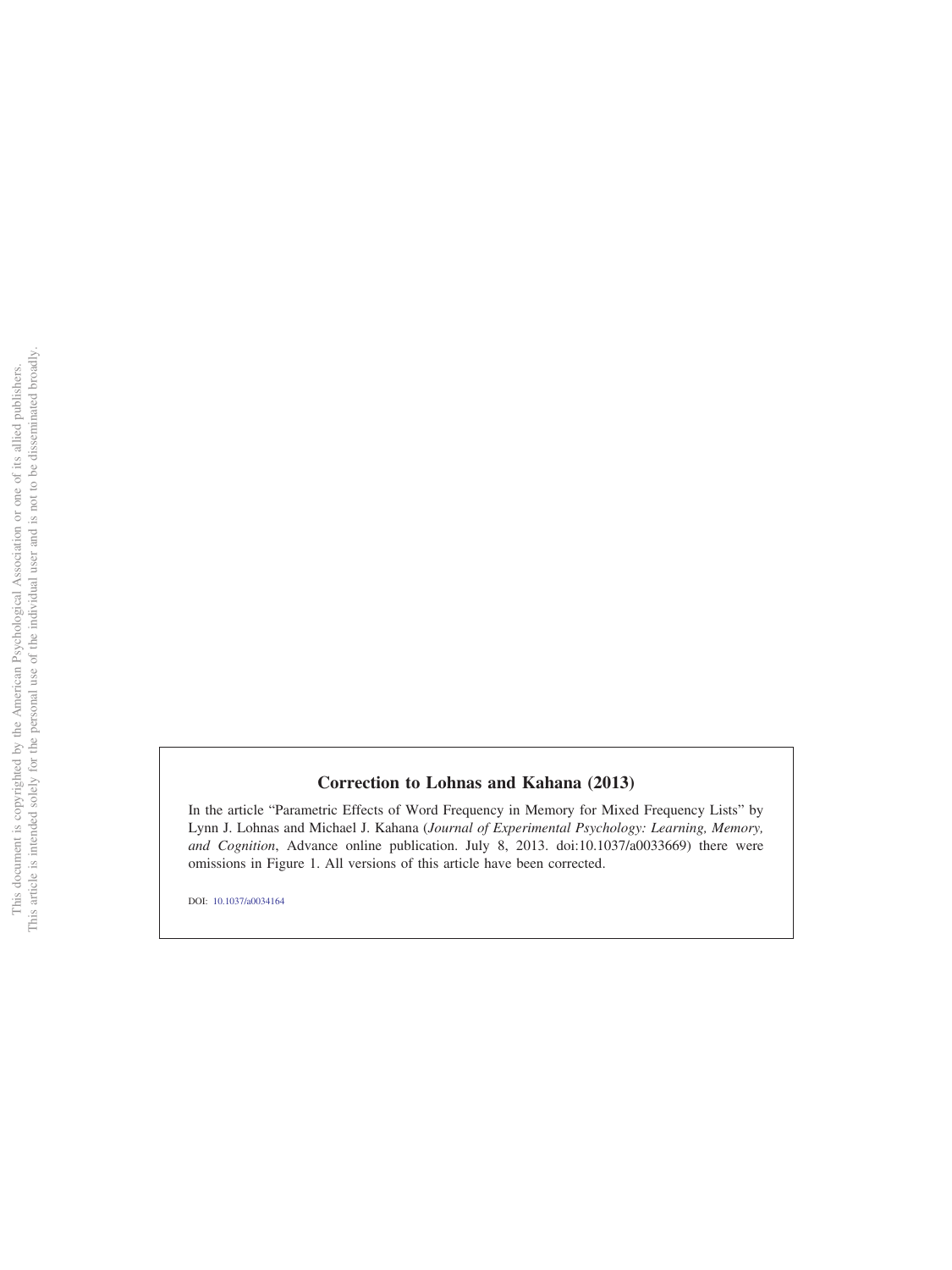## Correction to Lohnas and Kahana (2013)

In the article "Parametric Effects of Word Frequency in Memory for Mixed Frequency Lists" by Lynn J. Lohnas and Michael J. Kahana (*Journal of Experimental Psychology: Learning, Memory, and Cognition*, Advance online publication. July 8, 2013. doi:10.1037/a0033669) there were omissions in Figure 1. All versions of this article have been corrected.

DOI: 10.1037/a0034164